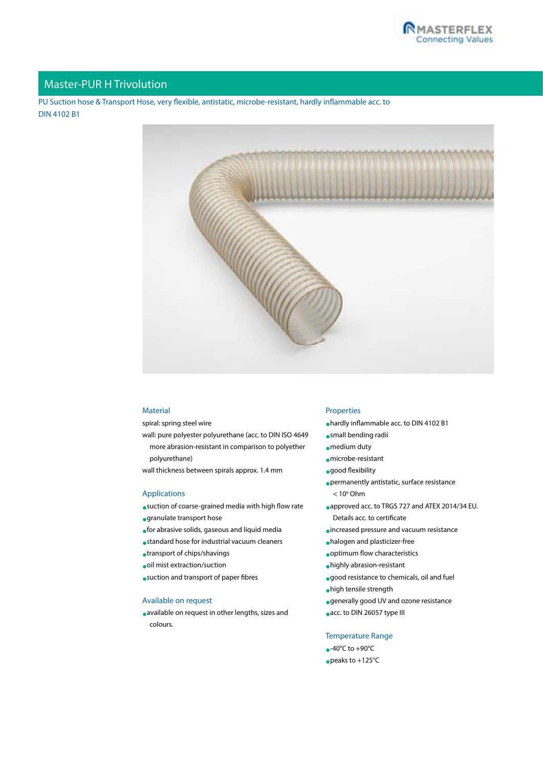# Master-PUR H Trivolution

PU Suction hose & Transport Hose, very flexible, antistatic, microbe-resistant, hardly inflammable acc. to DIN 4102 B1

## Material

spiral: spring steel wire

wall: pure polyester polyurethane (acc. to DIN ISO 4649 more abrasion-resistant in comparison to polyether polyurethane)

wall thickness between spirals approx. 1.4 mm

## Applications

- suction of coarse-grained media with high flow rate
- granulate transport hose
- for abrasive solids, gaseous and liquid media
- standard hose for industrial vacuum cleaners
- transport of chips/shavings
- oil mist extraction/suction
- suction and transport of paper fibres

## Available on request

- available on request in other lengths, sizes and colours.

## Properties

- hardly inflammable acc. to DIN 4102 B1
- small bending radii
- medium duty
- microbe-resistant
- good flexibility
- permanently antistatic, surface resistance $< 10^9$ Ohm
- approved acc. to TRGS 727 and ATEX 2014/34 EU. Details acc. to certificate
- increased pressure and vacuum resistance
- halogen and plasticizer-free
- optimum flow characteristics
- highly abrasion-resistant
- good resistance to chemicals, oil and fuel
- high tensile strength
- generally good UV and ozone resistance
- acc. to DIN 26057 type III

## Temperature Range

- -40°C to +90°C
- peaks to +125°C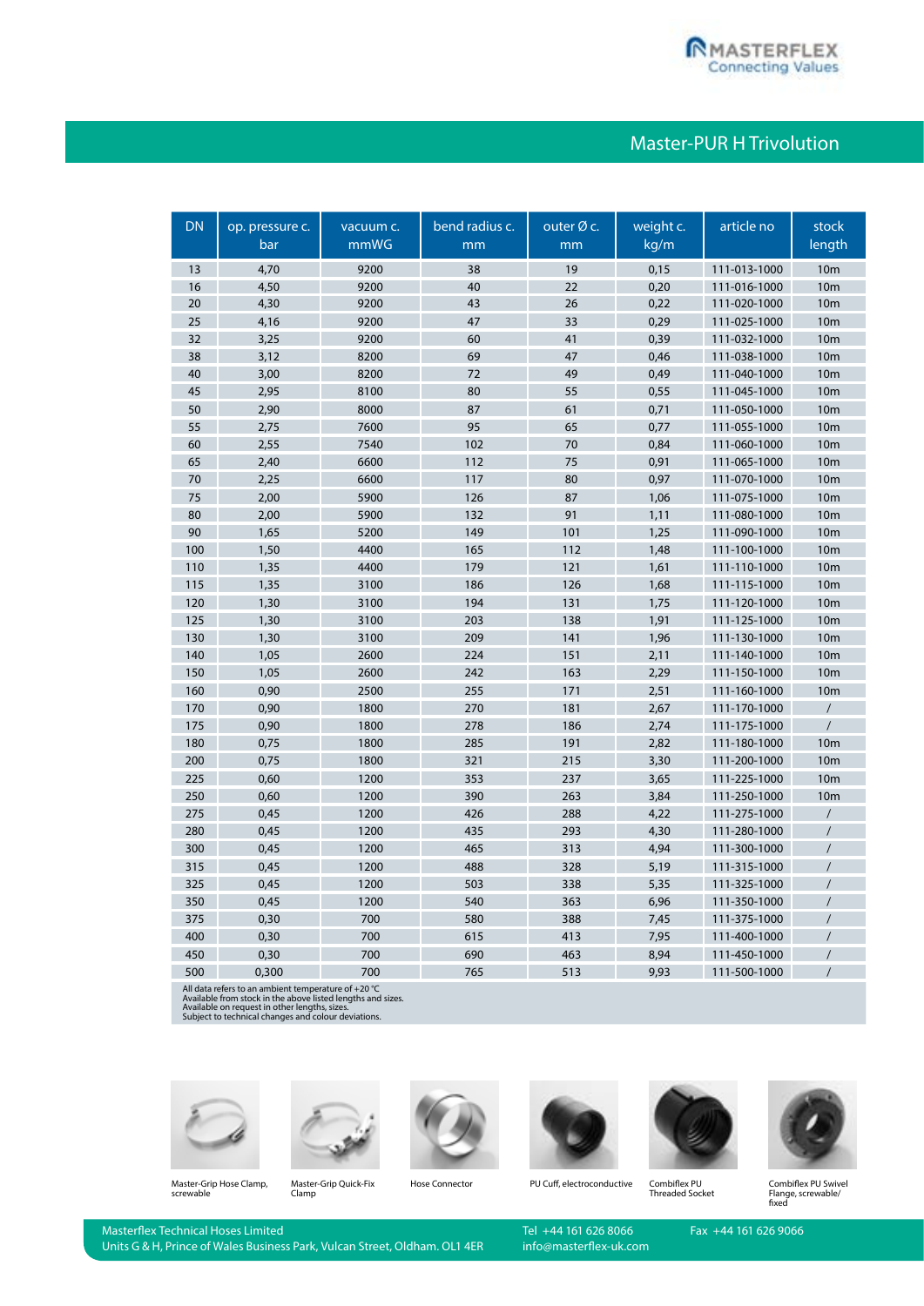## Master-PUR H Trivolution

| DN | op. pressure c. bar | vacuum c. mmWG | bend radius c. mm | outer Ø c. mm | weight c. kg/m | article no | stock length |
|---|---|---|---|---|---|---|---|
| 13 | 4,70 | 9200 | 38 | 19 | 0,15 | 111-013-1000 | 10m |
| 16 | 4,50 | 9200 | 40 | 22 | 0,20 | 111-016-1000 | 10m |
| 20 | 4,30 | 9200 | 43 | 26 | 0,22 | 111-020-1000 | 10m |
| 25 | 4,16 | 9200 | 47 | 33 | 0,29 | 111-025-1000 | 10m |
| 32 | 3,25 | 9200 | 60 | 41 | 0,39 | 111-032-1000 | 10m |
| 38 | 3,12 | 8200 | 69 | 47 | 0,46 | 111-038-1000 | 10m |
| 40 | 3,00 | 8200 | 72 | 49 | 0,49 | 111-040-1000 | 10m |
| 45 | 2,95 | 8100 | 80 | 55 | 0,55 | 111-045-1000 | 10m |
| 50 | 2,90 | 8000 | 87 | 61 | 0,71 | 111-050-1000 | 10m |
| 55 | 2,75 | 7600 | 95 | 65 | 0,77 | 111-055-1000 | 10m |
| 60 | 2,55 | 7540 | 102 | 70 | 0,84 | 111-060-1000 | 10m |
| 65 | 2,40 | 6600 | 112 | 75 | 0,91 | 111-065-1000 | 10m |
| 70 | 2,25 | 6600 | 117 | 80 | 0,97 | 111-070-1000 | 10m |
| 75 | 2,00 | 5900 | 126 | 87 | 1,06 | 111-075-1000 | 10m |
| 80 | 2,00 | 5900 | 132 | 91 | 1,11 | 111-080-1000 | 10m |
| 90 | 1,65 | 5200 | 149 | 101 | 1,25 | 111-090-1000 | 10m |
| 100 | 1,50 | 4400 | 165 | 112 | 1,48 | 111-100-1000 | 10m |
| 110 | 1,35 | 4400 | 179 | 121 | 1,61 | 111-110-1000 | 10m |
| 115 | 1,35 | 3100 | 186 | 126 | 1,68 | 111-115-1000 | 10m |
| 120 | 1,30 | 3100 | 194 | 131 | 1,75 | 111-120-1000 | 10m |
| 125 | 1,30 | 3100 | 203 | 138 | 1,91 | 111-125-1000 | 10m |
| 130 | 1,30 | 3100 | 209 | 141 | 1,96 | 111-130-1000 | 10m |
| 140 | 1,05 | 2600 | 224 | 151 | 2,11 | 111-140-1000 | 10m |
| 150 | 1,05 | 2600 | 242 | 163 | 2,29 | 111-150-1000 | 10m |
| 160 | 0,90 | 2500 | 255 | 171 | 2,51 | 111-160-1000 | 10m |
| 170 | 0,90 | 1800 | 270 | 181 | 2,67 | 111-170-1000 | / |
| 175 | 0,90 | 1800 | 278 | 186 | 2,74 | 111-175-1000 | / |
| 180 | 0,75 | 1800 | 285 | 191 | 2,82 | 111-180-1000 | 10m |
| 200 | 0,75 | 1800 | 321 | 215 | 3,30 | 111-200-1000 | 10m |
| 225 | 0,60 | 1200 | 353 | 237 | 3,65 | 111-225-1000 | 10m |
| 250 | 0,60 | 1200 | 390 | 263 | 3,84 | 111-250-1000 | 10m |
| 275 | 0,45 | 1200 | 426 | 288 | 4,22 | 111-275-1000 | / |
| 280 | 0,45 | 1200 | 435 | 293 | 4,30 | 111-280-1000 | / |
| 300 | 0,45 | 1200 | 465 | 313 | 4,94 | 111-300-1000 | / |
| 315 | 0,45 | 1200 | 488 | 328 | 5,19 | 111-315-1000 | / |
| 325 | 0,45 | 1200 | 503 | 338 | 5,35 | 111-325-1000 | / |
| 350 | 0,45 | 1200 | 540 | 363 | 6,96 | 111-350-1000 | / |
| 375 | 0,30 | 700 | 580 | 388 | 7,45 | 111-375-1000 | / |
| 400 | 0,30 | 700 | 615 | 413 | 7,95 | 111-400-1000 | / |
| 450 | 0,30 | 700 | 690 | 463 | 8,94 | 111-450-1000 | / |
| 500 | 0,300 | 700 | 765 | 513 | 9,93 | 111-500-1000 | / |

All data refers to an ambient temperature of +20 °C
Available from stock in the above listed lengths and sizes.
Available on request in other lengths, sizes.
Subject to technical changes and colour deviations.

Master-Grip Hose Clamp, screwable

Master-Grip Quick-Fix Clamp

Hose Connector

PU Cuff, electroconductive

Combiflex PU Threaded Socket

Combiflex PU Swivel Flange, screwable/ fixed

Masterflex Technical Hoses Limited
Units G & H, Prince of Wales Business Park, Vulcan Street, Oldham. OL1 4ER

Tel +44 161 626 8066
info@masterflex-uk.com

Fax +44 161 626 9066